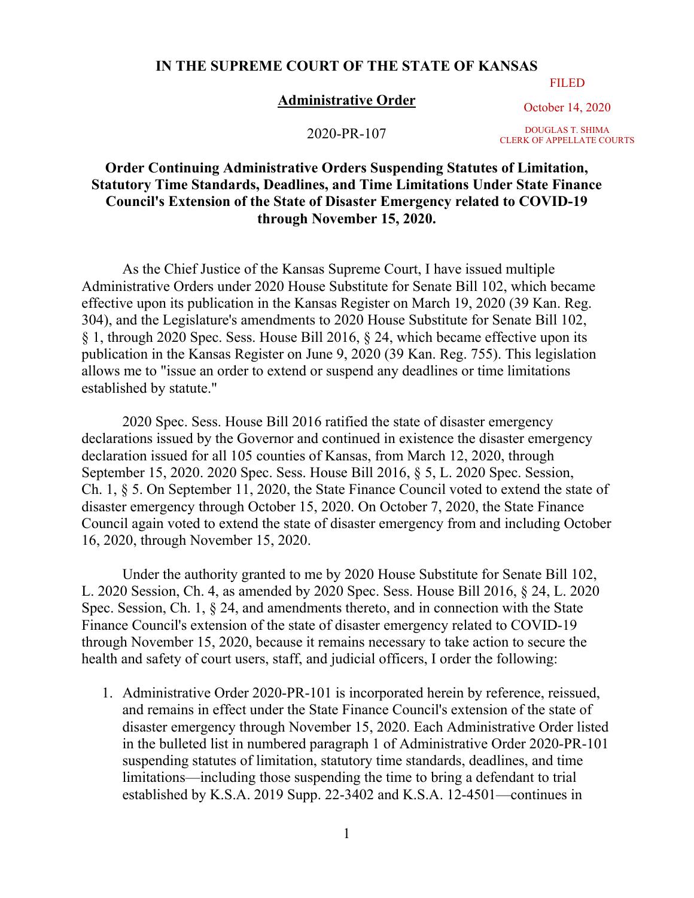**IN THE SUPREME COURT OF THE STATE OF KANSAS**

FILED

October 14, 2020

DOUGLAS T. SHIMA
CLERK OF APPELLATE COURTS

**Administrative Order**

2020-PR-107

**Order Continuing Administrative Orders Suspending Statutes of Limitation, Statutory Time Standards, Deadlines, and Time Limitations Under State Finance Council's Extension of the State of Disaster Emergency related to COVID-19 through November 15, 2020.**

As the Chief Justice of the Kansas Supreme Court, I have issued multiple Administrative Orders under 2020 House Substitute for Senate Bill 102, which became effective upon its publication in the Kansas Register on March 19, 2020 (39 Kan. Reg. 304), and the Legislature's amendments to 2020 House Substitute for Senate Bill 102, § 1, through 2020 Spec. Sess. House Bill 2016, § 24, which became effective upon its publication in the Kansas Register on June 9, 2020 (39 Kan. Reg. 755). This legislation allows me to "issue an order to extend or suspend any deadlines or time limitations established by statute."

2020 Spec. Sess. House Bill 2016 ratified the state of disaster emergency declarations issued by the Governor and continued in existence the disaster emergency declaration issued for all 105 counties of Kansas, from March 12, 2020, through September 15, 2020. 2020 Spec. Sess. House Bill 2016, § 5, L. 2020 Spec. Session, Ch. 1, § 5. On September 11, 2020, the State Finance Council voted to extend the state of disaster emergency through October 15, 2020. On October 7, 2020, the State Finance Council again voted to extend the state of disaster emergency from and including October 16, 2020, through November 15, 2020.

Under the authority granted to me by 2020 House Substitute for Senate Bill 102, L. 2020 Session, Ch. 4, as amended by 2020 Spec. Sess. House Bill 2016, § 24, L. 2020 Spec. Session, Ch. 1, § 24, and amendments thereto, and in connection with the State Finance Council's extension of the state of disaster emergency related to COVID-19 through November 15, 2020, because it remains necessary to take action to secure the health and safety of court users, staff, and judicial officers, I order the following:

1. Administrative Order 2020-PR-101 is incorporated herein by reference, reissued, and remains in effect under the State Finance Council's extension of the state of disaster emergency through November 15, 2020. Each Administrative Order listed in the bulleted list in numbered paragraph 1 of Administrative Order 2020-PR-101 suspending statutes of limitation, statutory time standards, deadlines, and time limitations—including those suspending the time to bring a defendant to trial established by K.S.A. 2019 Supp. 22-3402 and K.S.A. 12-4501—continues in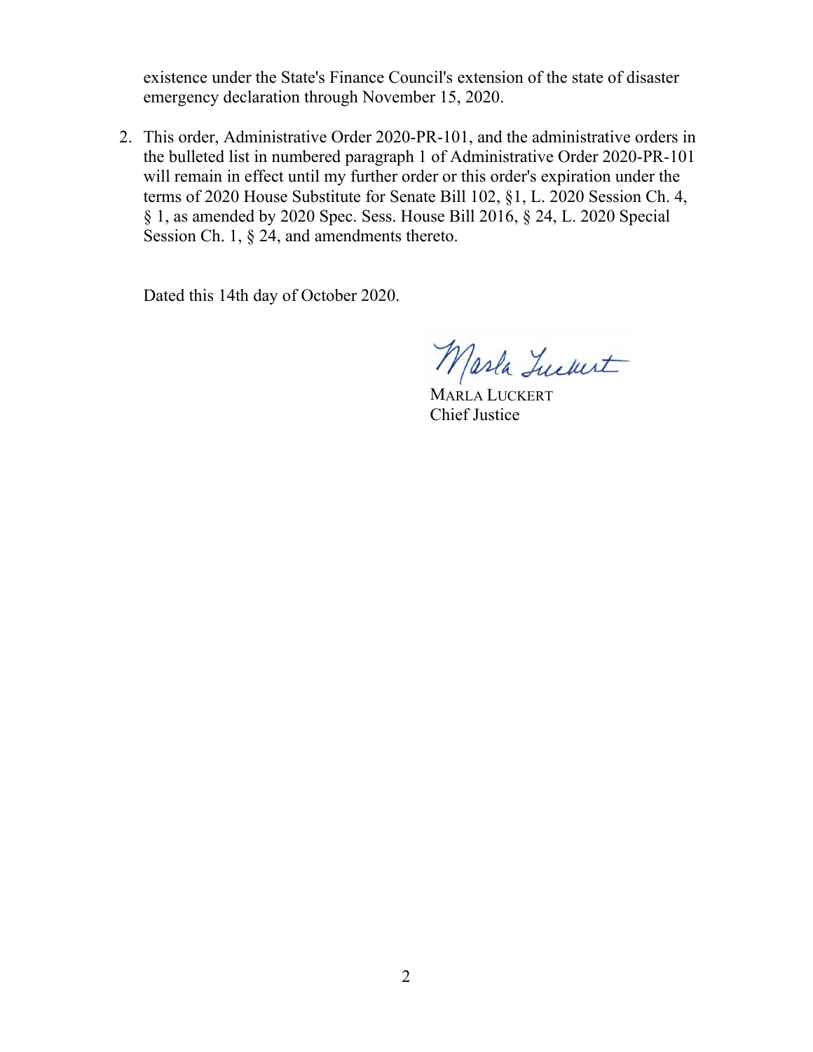existence under the State's Finance Council's extension of the state of disaster emergency declaration through November 15, 2020.

2. This order, Administrative Order 2020-PR-101, and the administrative orders in the bulleted list in numbered paragraph 1 of Administrative Order 2020-PR-101 will remain in effect until my further order or this order's expiration under the terms of 2020 House Substitute for Senate Bill 102, §1, L. 2020 Session Ch. 4, § 1, as amended by 2020 Spec. Sess. House Bill 2016, § 24, L. 2020 Special Session Ch. 1, § 24, and amendments thereto.

Dated this 14th day of October 2020.

Marla Luckert

MARLA LUCKERT
Chief Justice